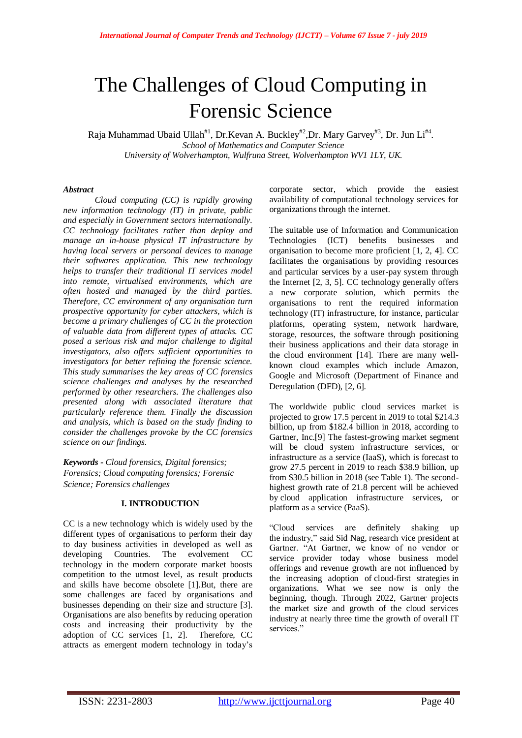# The Challenges of Cloud Computing in Forensic Science

Raja Muhammad Ubaid Ullah[#1], Dr.Kevan A. Buckley[#2],Dr. Mary Garvey[#3], Dr. Jun Li[#4].

*School of Mathematics and Computer Science*

*University of Wolverhampton, Wulfruna Street, Wolverhampton WV1 1LY, UK.*

***Abstract***

*Cloud computing (CC) is rapidly growing new information technology (IT) in private, public and especially in Government sectors internationally. CC technology facilitates rather than deploy and manage an in-house physical IT infrastructure by having local servers or personal devices to manage their softwares application. This new technology helps to transfer their traditional IT services model into remote, virtualised environments, which are often hosted and managed by the third parties. Therefore, CC environment of any organisation turn prospective opportunity for cyber attackers, which is become a primary challenges of CC in the protection of valuable data from different types of attacks. CC posed a serious risk and major challenge to digital investigators, also offers sufficient opportunities to investigators for better refining the forensic science. This study summarises the key areas of CC forensics science challenges and analyses by the researched performed by other researchers. The challenges also presented along with associated literature that particularly reference them. Finally the discussion and analysis, which is based on the study finding to consider the challenges provoke by the CC forensics science on our findings.*

***Keywords -*** *Cloud forensics, Digital forensics; Forensics; Cloud computing forensics; Forensic Science; Forensics challenges*

## I. INTRODUCTION

CC is a new technology which is widely used by the different types of organisations to perform their day to day business activities in developed as well as developing Countries. The evolvement CC technology in the modern corporate market boosts competition to the utmost level, as result products and skills have become obsolete [1].But, there are some challenges are faced by organisations and businesses depending on their size and structure [3]. Organisations are also benefits by reducing operation costs and increasing their productivity by the adoption of CC services [1, 2]. Therefore, CC attracts as emergent modern technology in today's corporate sector, which provide the easiest availability of computational technology services for organizations through the internet.

The suitable use of Information and Communication Technologies (ICT) benefits businesses and organisation to become more proficient [1, 2, 4]. CC facilitates the organisations by providing resources and particular services by a user-pay system through the Internet [2, 3, 5]. CC technology generally offers a new corporate solution, which permits the organisations to rent the required information technology (IT) infrastructure, for instance, particular platforms, operating system, network hardware, storage, resources, the software through positioning their business applications and their data storage in the cloud environment [14]. There are many well-known cloud examples which include Amazon, Google and Microsoft (Department of Finance and Deregulation (DFD), [2, 6].

The worldwide public cloud services market is projected to grow 17.5 percent in 2019 to total $214.3 billion, up from $182.4 billion in 2018, according to Gartner, Inc.[9] The fastest-growing market segment will be cloud system infrastructure services, or infrastructure as a service (IaaS), which is forecast to grow 27.5 percent in 2019 to reach $38.9 billion, up from $30.5 billion in 2018 (see Table 1). The second-highest growth rate of 21.8 percent will be achieved by cloud application infrastructure services, or platform as a service (PaaS).

"Cloud services are definitely shaking up the industry," said Sid Nag, research vice president at Gartner. "At Gartner, we know of no vendor or service provider today whose business model offerings and revenue growth are not influenced by the increasing adoption of cloud-first strategies in organizations. What we see now is only the beginning, though. Through 2022, Gartner projects the market size and growth of the cloud services industry at nearly three time the growth of overall IT services."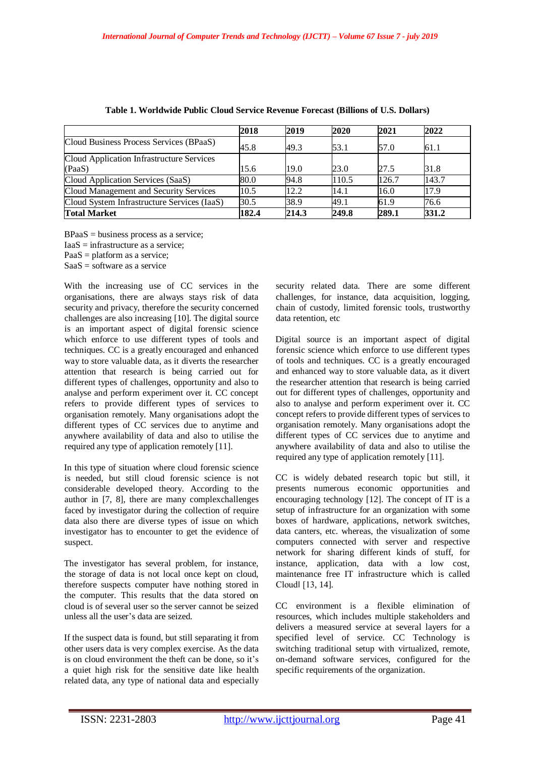**Table 1. Worldwide Public Cloud Service Revenue Forecast (Billions of U.S. Dollars)**

| | 2018 | 2019 | 2020 | 2021 | 2022 |
|---|---|---|---|---|---|
| Cloud Business Process Services (BPaaS) | 45.8 | 49.3 | 53.1 | 57.0 | 61.1 |
| Cloud Application Infrastructure Services (PaaS) | 15.6 | 19.0 | 23.0 | 27.5 | 31.8 |
| Cloud Application Services (SaaS) | 80.0 | 94.8 | 110.5 | 126.7 | 143.7 |
| Cloud Management and Security Services | 10.5 | 12.2 | 14.1 | 16.0 | 17.9 |
| Cloud System Infrastructure Services (IaaS) | 30.5 | 38.9 | 49.1 | 61.9 | 76.6 |
| **Total Market** | **182.4** | **214.3** | **249.8** | **289.1** | **331.2** |

BPaaS = business process as a service;
IaaS = infrastructure as a service;
PaaS = platform as a service;
SaaS = software as a service

With the increasing use of CC services in the organisations, there are always stays risk of data security and privacy, therefore the security concerned challenges are also increasing [10]. The digital source is an important aspect of digital forensic science which enforce to use different types of tools and techniques. CC is a greatly encouraged and enhanced way to store valuable data, as it diverts the researcher attention that research is being carried out for different types of challenges, opportunity and also to analyse and perform experiment over it. CC concept refers to provide different types of services to organisation remotely. Many organisations adopt the different types of CC services due to anytime and anywhere availability of data and also to utilise the required any type of application remotely [11].

In this type of situation where cloud forensic science is needed, but still cloud forensic science is not considerable developed theory. According to the author in [7, 8], there are many complexchallenges faced by investigator during the collection of require data also there are diverse types of issue on which investigator has to encounter to get the evidence of suspect.

The investigator has several problem, for instance, the storage of data is not local once kept on cloud, therefore suspects computer have nothing stored in the computer. This results that the data stored on cloud is of several user so the server cannot be seized unless all the user's data are seized.

If the suspect data is found, but still separating it from other users data is very complex exercise. As the data is on cloud environment the theft can be done, so it's a quiet high risk for the sensitive date like health related data, any type of national data and especially security related data. There are some different challenges, for instance, data acquisition, logging, chain of custody, limited forensic tools, trustworthy data retention, etc

Digital source is an important aspect of digital forensic science which enforce to use different types of tools and techniques. CC is a greatly encouraged and enhanced way to store valuable data, as it divert the researcher attention that research is being carried out for different types of challenges, opportunity and also to analyse and perform experiment over it. CC concept refers to provide different types of services to organisation remotely. Many organisations adopt the different types of CC services due to anytime and anywhere availability of data and also to utilise the required any type of application remotely [11].

CC is widely debated research topic but still, it presents numerous economic opportunities and encouraging technology [12]. The concept of IT is a setup of infrastructure for an organization with some boxes of hardware, applications, network switches, data canters, etc. whereas, the visualization of some computers connected with server and respective network for sharing different kinds of stuff, for instance, application, data with a low cost, maintenance free IT infrastructure which is called Cloudǁ [13, 14].

CC environment is a flexible elimination of resources, which includes multiple stakeholders and delivers a measured service at several layers for a specified level of service. CC Technology is switching traditional setup with virtualized, remote, on-demand software services, configured for the specific requirements of the organization.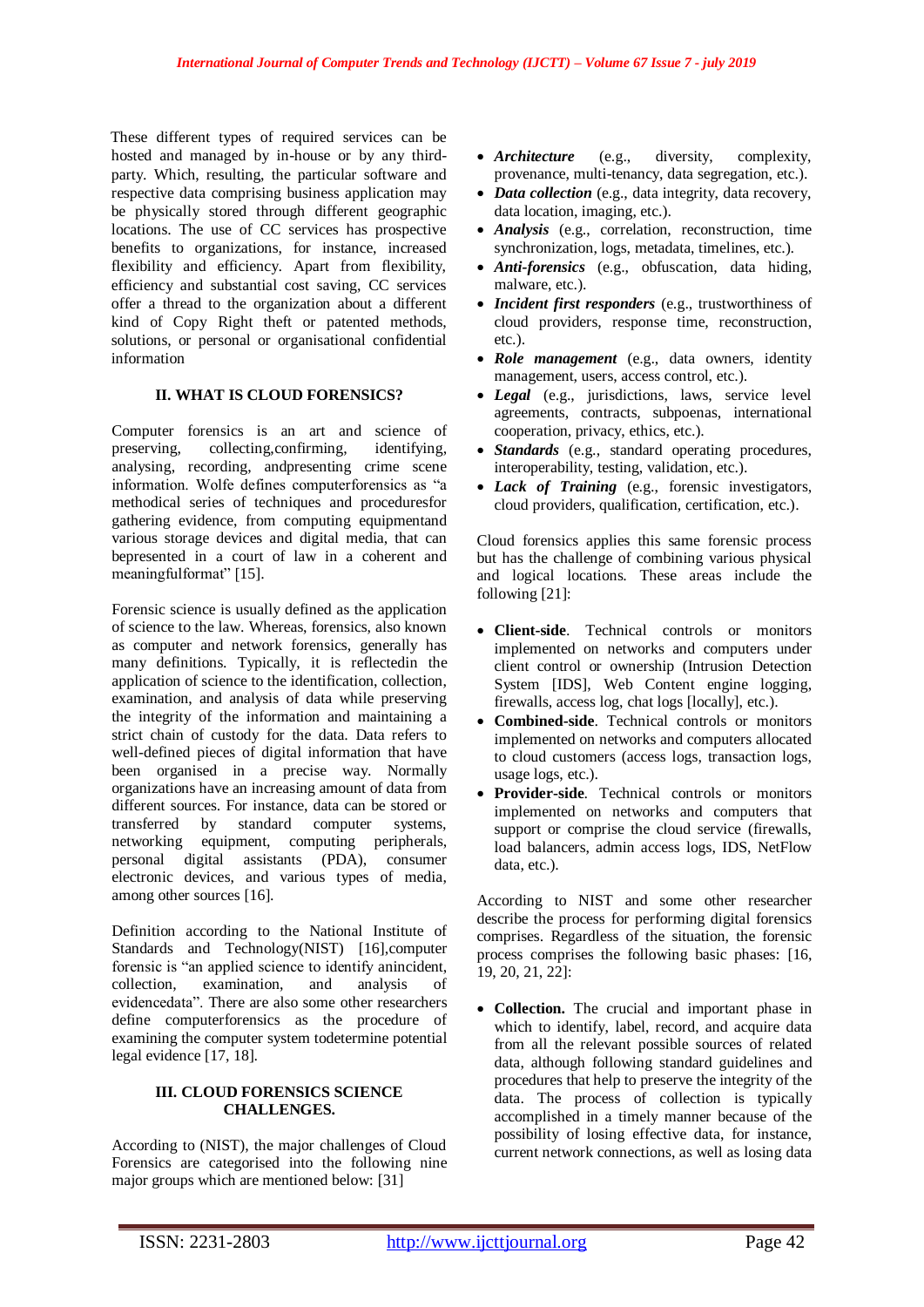These different types of required services can be hosted and managed by in-house or by any third-party. Which, resulting, the particular software and respective data comprising business application may be physically stored through different geographic locations. The use of CC services has prospective benefits to organizations, for instance, increased flexibility and efficiency. Apart from flexibility, efficiency and substantial cost saving, CC services offer a thread to the organization about a different kind of Copy Right theft or patented methods, solutions, or personal or organisational confidential information

## II. WHAT IS CLOUD FORENSICS?

Computer forensics is an art and science of preserving, collecting,confirming, identifying, analysing, recording, andpresenting crime scene information. Wolfe defines computerforensics as "a methodical series of techniques and proceduresfor gathering evidence, from computing equipmentand various storage devices and digital media, that can bepresented in a court of law in a coherent and meaningfulformat" [15].

Forensic science is usually defined as the application of science to the law. Whereas, forensics, also known as computer and network forensics, generally has many definitions. Typically, it is reflectedin the application of science to the identification, collection, examination, and analysis of data while preserving the integrity of the information and maintaining a strict chain of custody for the data. Data refers to well-defined pieces of digital information that have been organised in a precise way. Normally organizations have an increasing amount of data from different sources. For instance, data can be stored or transferred by standard computer systems, networking equipment, computing peripherals, personal digital assistants (PDA), consumer electronic devices, and various types of media, among other sources [16].

Definition according to the National Institute of Standards and Technology(NIST) [16],computer forensic is "an applied science to identify anincident, collection, examination, and analysis of evidencedata". There are also some other researchers define computerforensics as the procedure of examining the computer system todetermine potential legal evidence [17, 18].

## III. CLOUD FORENSICS SCIENCE CHALLENGES.

According to (NIST), the major challenges of Cloud Forensics are categorised into the following nine major groups which are mentioned below: [31]

- ***Architecture*** (e.g., diversity, complexity, provenance, multi-tenancy, data segregation, etc.).
- ***Data collection*** (e.g., data integrity, data recovery, data location, imaging, etc.).
- ***Analysis*** (e.g., correlation, reconstruction, time synchronization, logs, metadata, timelines, etc.).
- ***Anti-forensics*** (e.g., obfuscation, data hiding, malware, etc.).
- ***Incident first responders*** (e.g., trustworthiness of cloud providers, response time, reconstruction, etc.).
- ***Role management*** (e.g., data owners, identity management, users, access control, etc.).
- ***Legal*** (e.g., jurisdictions, laws, service level agreements, contracts, subpoenas, international cooperation, privacy, ethics, etc.).
- ***Standards*** (e.g., standard operating procedures, interoperability, testing, validation, etc.).
- ***Lack of Training*** (e.g., forensic investigators, cloud providers, qualification, certification, etc.).

Cloud forensics applies this same forensic process but has the challenge of combining various physical and logical locations. These areas include the following [21]:

- **Client-side**. Technical controls or monitors implemented on networks and computers under client control or ownership (Intrusion Detection System [IDS], Web Content engine logging, firewalls, access log, chat logs [locally], etc.).
- **Combined-side**. Technical controls or monitors implemented on networks and computers allocated to cloud customers (access logs, transaction logs, usage logs, etc.).
- **Provider-side**. Technical controls or monitors implemented on networks and computers that support or comprise the cloud service (firewalls, load balancers, admin access logs, IDS, NetFlow data, etc.).

According to NIST and some other researcher describe the process for performing digital forensics comprises. Regardless of the situation, the forensic process comprises the following basic phases: [16, 19, 20, 21, 22]:

- **Collection.** The crucial and important phase in which to identify, label, record, and acquire data from all the relevant possible sources of related data, although following standard guidelines and procedures that help to preserve the integrity of the data. The process of collection is typically accomplished in a timely manner because of the possibility of losing effective data, for instance, current network connections, as well as losing data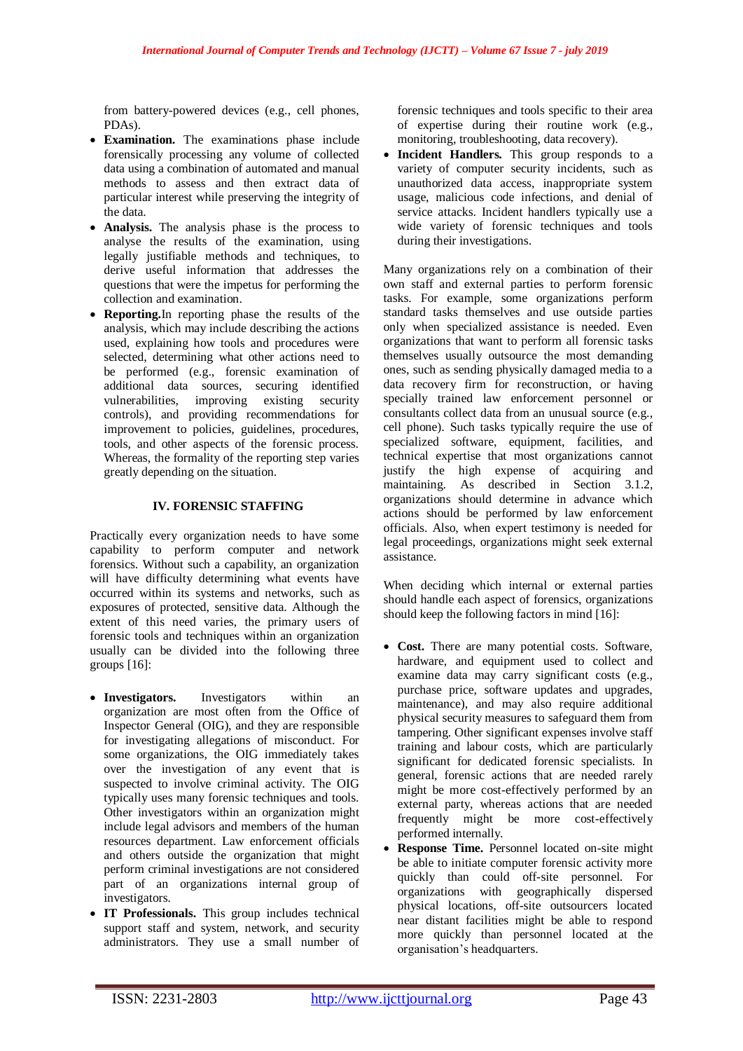from battery-powered devices (e.g., cell phones, PDAs).

- **Examination.** The examinations phase include forensically processing any volume of collected data using a combination of automated and manual methods to assess and then extract data of particular interest while preserving the integrity of the data.
- **Analysis.** The analysis phase is the process to analyse the results of the examination, using legally justifiable methods and techniques, to derive useful information that addresses the questions that were the impetus for performing the collection and examination.
- **Reporting.**In reporting phase the results of the analysis, which may include describing the actions used, explaining how tools and procedures were selected, determining what other actions need to be performed (e.g., forensic examination of additional data sources, securing identified vulnerabilities, improving existing security controls), and providing recommendations for improvement to policies, guidelines, procedures, tools, and other aspects of the forensic process. Whereas, the formality of the reporting step varies greatly depending on the situation.

## IV. FORENSIC STAFFING

Practically every organization needs to have some capability to perform computer and network forensics. Without such a capability, an organization will have difficulty determining what events have occurred within its systems and networks, such as exposures of protected, sensitive data. Although the extent of this need varies, the primary users of forensic tools and techniques within an organization usually can be divided into the following three groups [16]:

- **Investigators.** Investigators within an organization are most often from the Office of Inspector General (OIG), and they are responsible for investigating allegations of misconduct. For some organizations, the OIG immediately takes over the investigation of any event that is suspected to involve criminal activity. The OIG typically uses many forensic techniques and tools. Other investigators within an organization might include legal advisors and members of the human resources department. Law enforcement officials and others outside the organization that might perform criminal investigations are not considered part of an organizations internal group of investigators.
- **IT Professionals.** This group includes technical support staff and system, network, and security administrators. They use a small number of forensic techniques and tools specific to their area of expertise during their routine work (e.g., monitoring, troubleshooting, data recovery).
- **Incident Handlers.** This group responds to a variety of computer security incidents, such as unauthorized data access, inappropriate system usage, malicious code infections, and denial of service attacks. Incident handlers typically use a wide variety of forensic techniques and tools during their investigations.

Many organizations rely on a combination of their own staff and external parties to perform forensic tasks. For example, some organizations perform standard tasks themselves and use outside parties only when specialized assistance is needed. Even organizations that want to perform all forensic tasks themselves usually outsource the most demanding ones, such as sending physically damaged media to a data recovery firm for reconstruction, or having specially trained law enforcement personnel or consultants collect data from an unusual source (e.g., cell phone). Such tasks typically require the use of specialized software, equipment, facilities, and technical expertise that most organizations cannot justify the high expense of acquiring and maintaining. As described in Section 3.1.2, organizations should determine in advance which actions should be performed by law enforcement officials. Also, when expert testimony is needed for legal proceedings, organizations might seek external assistance.

When deciding which internal or external parties should handle each aspect of forensics, organizations should keep the following factors in mind [16]:

- **Cost.** There are many potential costs. Software, hardware, and equipment used to collect and examine data may carry significant costs (e.g., purchase price, software updates and upgrades, maintenance), and may also require additional physical security measures to safeguard them from tampering. Other significant expenses involve staff training and labour costs, which are particularly significant for dedicated forensic specialists. In general, forensic actions that are needed rarely might be more cost-effectively performed by an external party, whereas actions that are needed frequently might be more cost-effectively performed internally.
- **Response Time.** Personnel located on-site might be able to initiate computer forensic activity more quickly than could off-site personnel. For organizations with geographically dispersed physical locations, off-site outsourcers located near distant facilities might be able to respond more quickly than personnel located at the organisation's headquarters.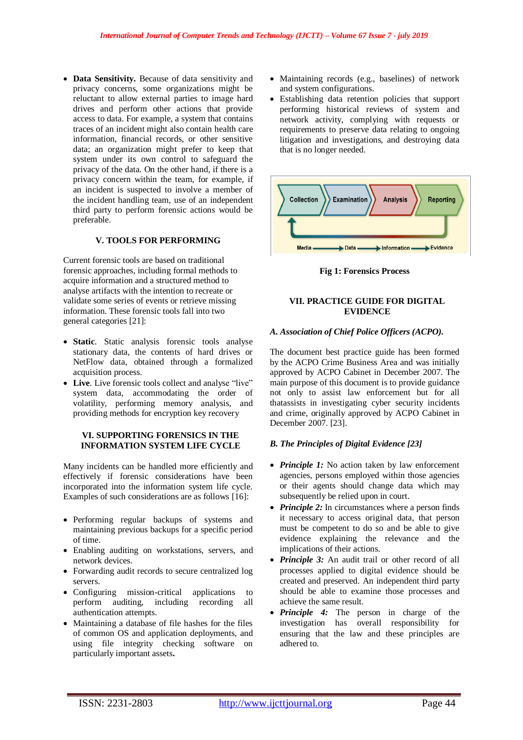- **Data Sensitivity.** Because of data sensitivity and privacy concerns, some organizations might be reluctant to allow external parties to image hard drives and perform other actions that provide access to data. For example, a system that contains traces of an incident might also contain health care information, financial records, or other sensitive data; an organization might prefer to keep that system under its own control to safeguard the privacy of the data. On the other hand, if there is a privacy concern within the team, for example, if an incident is suspected to involve a member of the incident handling team, use of an independent third party to perform forensic actions would be preferable.

## V. TOOLS FOR PERFORMING

Current forensic tools are based on traditional forensic approaches, including formal methods to acquire information and a structured method to analyse artifacts with the intention to recreate or validate some series of events or retrieve missing information. These forensic tools fall into two general categories [21]:

- **Static**. Static analysis forensic tools analyse stationary data, the contents of hard drives or NetFlow data, obtained through a formalized acquisition process.
- **Live**. Live forensic tools collect and analyse "live" system data, accommodating the order of volatility, performing memory analysis, and providing methods for encryption key recovery

## VI. SUPPORTING FORENSICS IN THE INFORMATION SYSTEM LIFE CYCLE

Many incidents can be handled more efficiently and effectively if forensic considerations have been incorporated into the information system life cycle. Examples of such considerations are as follows [16]:

- Performing regular backups of systems and maintaining previous backups for a specific period of time.
- Enabling auditing on workstations, servers, and network devices.
- Forwarding audit records to secure centralized log servers.
- Configuring mission-critical applications to perform auditing, including recording all authentication attempts.
- Maintaining a database of file hashes for the files of common OS and application deployments, and using file integrity checking software on particularly important assets.
- Maintaining records (e.g., baselines) of network and system configurations.
- Establishing data retention policies that support performing historical reviews of system and network activity, complying with requests or requirements to preserve data relating to ongoing litigation and investigations, and destroying data that is no longer needed.

Collection → Examination → Analysis → Reporting

Media → Data → Information → Evidence

**Fig 1: Forensics Process**

## VII. PRACTICE GUIDE FOR DIGITAL EVIDENCE

### *A. Association of Chief Police Officers (ACPO).*

The document best practice guide has been formed by the ACPO Crime Business Area and was initially approved by ACPO Cabinet in December 2007. The main purpose of this document is to provide guidance not only to assist law enforcement but for all thatassists in investigating cyber security incidents and crime, originally approved by ACPO Cabinet in December 2007. [23].

### *B. The Principles of Digital Evidence [23]*

- ***Principle 1:*** No action taken by law enforcement agencies, persons employed within those agencies or their agents should change data which may subsequently be relied upon in court.
- ***Principle 2:*** In circumstances where a person finds it necessary to access original data, that person must be competent to do so and be able to give evidence explaining the relevance and the implications of their actions.
- ***Principle 3:*** An audit trail or other record of all processes applied to digital evidence should be created and preserved. An independent third party should be able to examine those processes and achieve the same result.
- ***Principle 4:*** The person in charge of the investigation has overall responsibility for ensuring that the law and these principles are adhered to.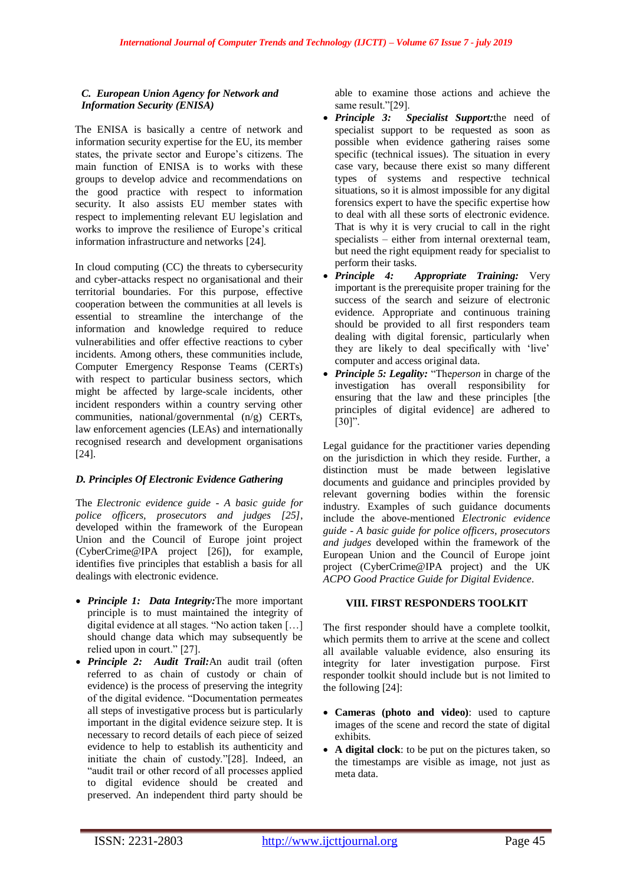### *C. European Union Agency for Network and Information Security (ENISA)*

The ENISA is basically a centre of network and information security expertise for the EU, its member states, the private sector and Europe's citizens. The main function of ENISA is to works with these groups to develop advice and recommendations on the good practice with respect to information security. It also assists EU member states with respect to implementing relevant EU legislation and works to improve the resilience of Europe's critical information infrastructure and networks [24].

In cloud computing (CC) the threats to cybersecurity and cyber-attacks respect no organisational and their territorial boundaries. For this purpose, effective cooperation between the communities at all levels is essential to streamline the interchange of the information and knowledge required to reduce vulnerabilities and offer effective reactions to cyber incidents. Among others, these communities include, Computer Emergency Response Teams (CERTs) with respect to particular business sectors, which might be affected by large-scale incidents, other incident responders within a country serving other communities, national/governmental (n/g) CERTs, law enforcement agencies (LEAs) and internationally recognised research and development organisations [24].

### *D. Principles Of Electronic Evidence Gathering*

The *Electronic evidence guide - A basic guide for police officers, prosecutors and judges [25]*, developed within the framework of the European Union and the Council of Europe joint project (CyberCrime@IPA project [26]), for example, identifies five principles that establish a basis for all dealings with electronic evidence.

- ***Principle 1: Data Integrity:***The more important principle is to must maintained the integrity of digital evidence at all stages. "No action taken […] should change data which may subsequently be relied upon in court." [27].
- ***Principle 2: Audit Trail:***An audit trail (often referred to as chain of custody or chain of evidence) is the process of preserving the integrity of the digital evidence. "Documentation permeates all steps of investigative process but is particularly important in the digital evidence seizure step. It is necessary to record details of each piece of seized evidence to help to establish its authenticity and initiate the chain of custody."[28]. Indeed, an "audit trail or other record of all processes applied to digital evidence should be created and preserved. An independent third party should be able to examine those actions and achieve the same result."[29].
- ***Principle 3: Specialist Support:***the need of specialist support to be requested as soon as possible when evidence gathering raises some specific (technical issues). The situation in every case vary, because there exist so many different types of systems and respective technical situations, so it is almost impossible for any digital forensics expert to have the specific expertise how to deal with all these sorts of electronic evidence. That is why it is very crucial to call in the right specialists – either from internal orexternal team, but need the right equipment ready for specialist to perform their tasks.
- ***Principle 4: Appropriate Training:*** Very important is the prerequisite proper training for the success of the search and seizure of electronic evidence. Appropriate and continuous training should be provided to all first responders team dealing with digital forensic, particularly when they are likely to deal specifically with 'live' computer and access original data.
- ***Principle 5: Legality:*** "The*person* in charge of the investigation has overall responsibility for ensuring that the law and these principles [the principles of digital evidence] are adhered to [30]".

Legal guidance for the practitioner varies depending on the jurisdiction in which they reside. Further, a distinction must be made between legislative documents and guidance and principles provided by relevant governing bodies within the forensic industry. Examples of such guidance documents include the above-mentioned *Electronic evidence guide - A basic guide for police officers, prosecutors and judges* developed within the framework of the European Union and the Council of Europe joint project (CyberCrime@IPA project) and the UK *ACPO Good Practice Guide for Digital Evidence*.

## VIII. FIRST RESPONDERS TOOLKIT

The first responder should have a complete toolkit, which permits them to arrive at the scene and collect all available valuable evidence, also ensuring its integrity for later investigation purpose. First responder toolkit should include but is not limited to the following [24]:

- **Cameras (photo and video)**: used to capture images of the scene and record the state of digital exhibits.
- **A digital clock**: to be put on the pictures taken, so the timestamps are visible as image, not just as meta data.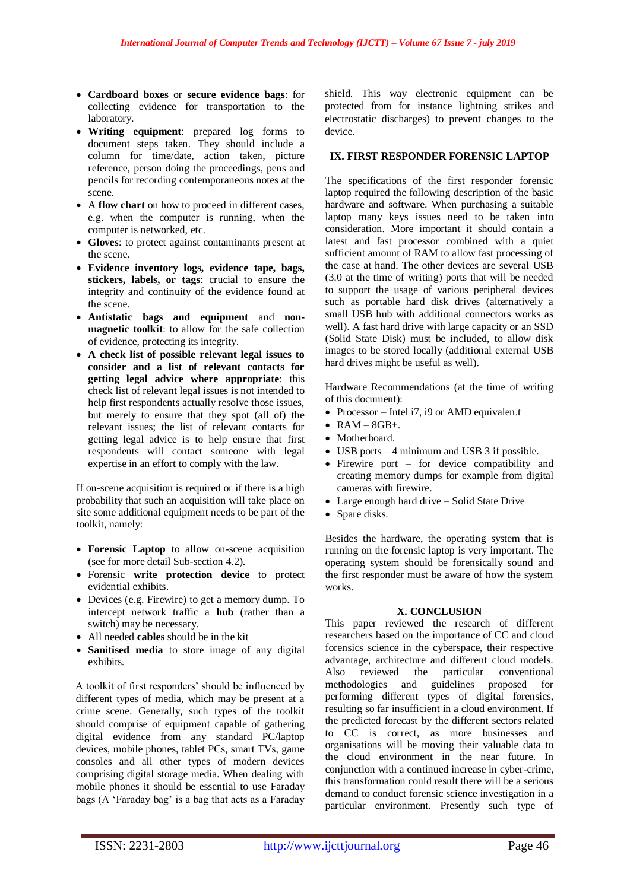- **Cardboard boxes** or **secure evidence bags**: for collecting evidence for transportation to the laboratory.
- **Writing equipment**: prepared log forms to document steps taken. They should include a column for time/date, action taken, picture reference, person doing the proceedings, pens and pencils for recording contemporaneous notes at the scene.
- A **flow chart** on how to proceed in different cases, e.g. when the computer is running, when the computer is networked, etc.
- **Gloves**: to protect against contaminants present at the scene.
- **Evidence inventory logs, evidence tape, bags, stickers, labels, or tags**: crucial to ensure the integrity and continuity of the evidence found at the scene.
- **Antistatic bags and equipment** and **non-magnetic toolkit**: to allow for the safe collection of evidence, protecting its integrity.
- **A check list of possible relevant legal issues to consider and a list of relevant contacts for getting legal advice where appropriate**: this check list of relevant legal issues is not intended to help first respondents actually resolve those issues, but merely to ensure that they spot (all of) the relevant issues; the list of relevant contacts for getting legal advice is to help ensure that first respondents will contact someone with legal expertise in an effort to comply with the law.

If on-scene acquisition is required or if there is a high probability that such an acquisition will take place on site some additional equipment needs to be part of the toolkit, namely:

- **Forensic Laptop** to allow on-scene acquisition (see for more detail Sub-section 4.2).
- Forensic **write protection device** to protect evidential exhibits.
- Devices (e.g. Firewire) to get a memory dump. To intercept network traffic a **hub** (rather than a switch) may be necessary.
- All needed **cables** should be in the kit
- **Sanitised media** to store image of any digital exhibits.

A toolkit of first responders' should be influenced by different types of media, which may be present at a crime scene. Generally, such types of the toolkit should comprise of equipment capable of gathering digital evidence from any standard PC/laptop devices, mobile phones, tablet PCs, smart TVs, game consoles and all other types of modern devices comprising digital storage media. When dealing with mobile phones it should be essential to use Faraday bags (A 'Faraday bag' is a bag that acts as a Faraday shield. This way electronic equipment can be protected from for instance lightning strikes and electrostatic discharges) to prevent changes to the device.

## IX. FIRST RESPONDER FORENSIC LAPTOP

The specifications of the first responder forensic laptop required the following description of the basic hardware and software. When purchasing a suitable laptop many keys issues need to be taken into consideration. More important it should contain a latest and fast processor combined with a quiet sufficient amount of RAM to allow fast processing of the case at hand. The other devices are several USB (3.0 at the time of writing) ports that will be needed to support the usage of various peripheral devices such as portable hard disk drives (alternatively a small USB hub with additional connectors works as well). A fast hard drive with large capacity or an SSD (Solid State Disk) must be included, to allow disk images to be stored locally (additional external USB hard drives might be useful as well).

Hardware Recommendations (at the time of writing of this document):

- Processor – Intel i7, i9 or AMD equivalen.t
- RAM – 8GB+.
- Motherboard.
- USB ports – 4 minimum and USB 3 if possible.
- Firewire port – for device compatibility and creating memory dumps for example from digital cameras with firewire.
- Large enough hard drive – Solid State Drive
- Spare disks.

Besides the hardware, the operating system that is running on the forensic laptop is very important. The operating system should be forensically sound and the first responder must be aware of how the system works.

## X. CONCLUSION

This paper reviewed the research of different researchers based on the importance of CC and cloud forensics science in the cyberspace, their respective advantage, architecture and different cloud models. Also reviewed the particular conventional methodologies and guidelines proposed for performing different types of digital forensics, resulting so far insufficient in a cloud environment. If the predicted forecast by the different sectors related to CC is correct, as more businesses and organisations will be moving their valuable data to the cloud environment in the near future. In conjunction with a continued increase in cyber-crime, this transformation could result there will be a serious demand to conduct forensic science investigation in a particular environment. Presently such type of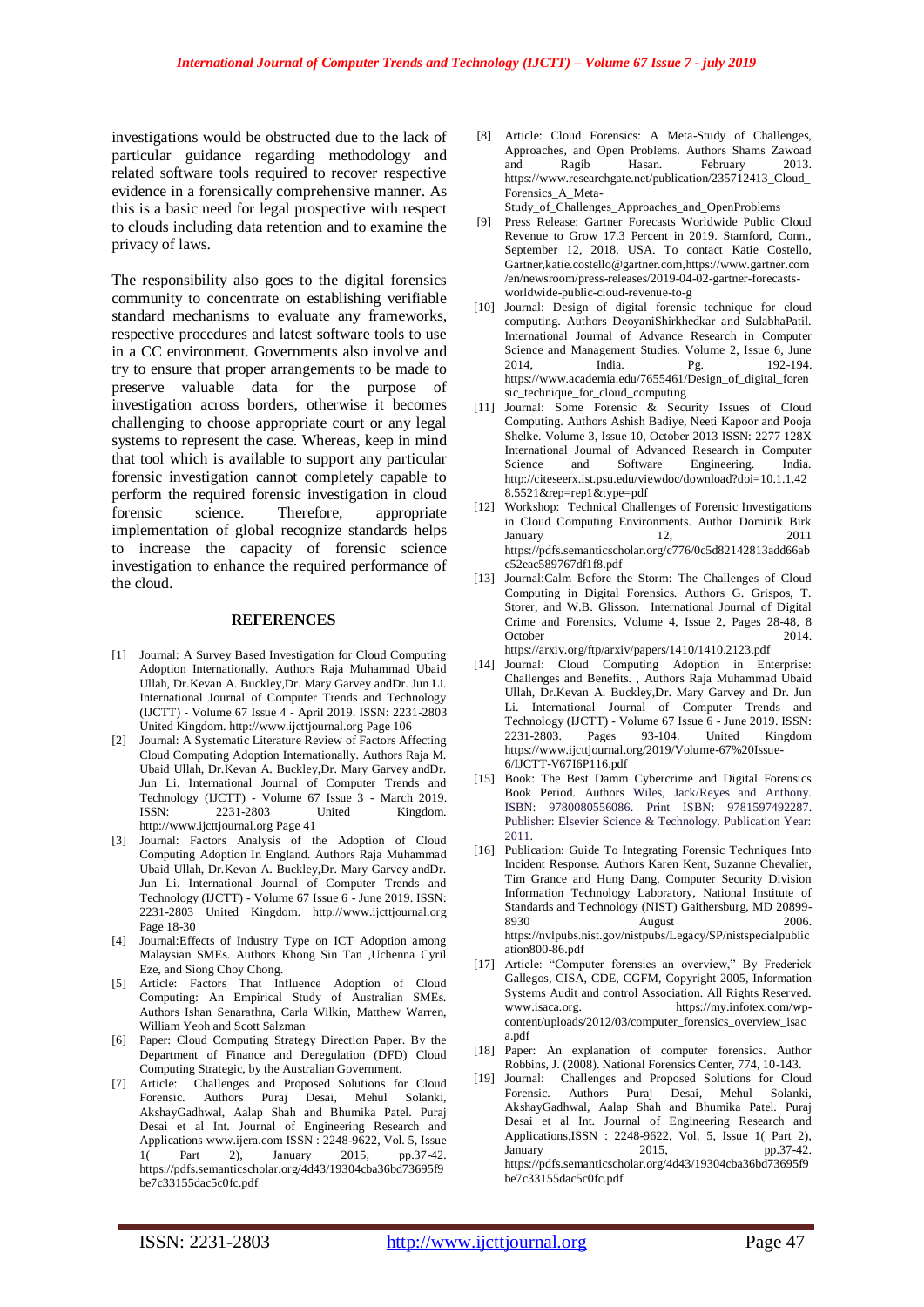investigations would be obstructed due to the lack of particular guidance regarding methodology and related software tools required to recover respective evidence in a forensically comprehensive manner. As this is a basic need for legal prospective with respect to clouds including data retention and to examine the privacy of laws.

The responsibility also goes to the digital forensics community to concentrate on establishing verifiable standard mechanisms to evaluate any frameworks, respective procedures and latest software tools to use in a CC environment. Governments also involve and try to ensure that proper arrangements to be made to preserve valuable data for the purpose of investigation across borders, otherwise it becomes challenging to choose appropriate court or any legal systems to represent the case. Whereas, keep in mind that tool which is available to support any particular forensic investigation cannot completely capable to perform the required forensic investigation in cloud forensic science. Therefore, appropriate implementation of global recognize standards helps to increase the capacity of forensic science investigation to enhance the required performance of the cloud.

## REFERENCES

[1] Journal: A Survey Based Investigation for Cloud Computing Adoption Internationally. Authors Raja Muhammad Ubaid Ullah, Dr.Kevan A. Buckley,Dr. Mary Garvey andDr. Jun Li. International Journal of Computer Trends and Technology (IJCTT) - Volume 67 Issue 4 - April 2019. ISSN: 2231-2803 United Kingdom. http://www.ijcttjournal.org Page 106

[2] Journal: A Systematic Literature Review of Factors Affecting Cloud Computing Adoption Internationally. Authors Raja M. Ubaid Ullah, Dr.Kevan A. Buckley,Dr. Mary Garvey andDr. Jun Li. International Journal of Computer Trends and Technology (IJCTT) - Volume 67 Issue 3 - March 2019. ISSN: 2231-2803 United Kingdom. http://www.ijcttjournal.org Page 41

[3] Journal: Factors Analysis of the Adoption of Cloud Computing Adoption In England. Authors Raja Muhammad Ubaid Ullah, Dr.Kevan A. Buckley,Dr. Mary Garvey andDr. Jun Li. International Journal of Computer Trends and Technology (IJCTT) - Volume 67 Issue 6 - June 2019. ISSN: 2231-2803 United Kingdom. http://www.ijcttjournal.org Page 18-30

[4] Journal:Effects of Industry Type on ICT Adoption among Malaysian SMEs. Authors Khong Sin Tan ,Uchenna Cyril Eze, and Siong Choy Chong.

[5] Article: Factors That Influence Adoption of Cloud Computing: An Empirical Study of Australian SMEs. Authors Ishan Senarathna, Carla Wilkin, Matthew Warren, William Yeoh and Scott Salzman

[6] Paper: Cloud Computing Strategy Direction Paper. By the Department of Finance and Deregulation (DFD) Cloud Computing Strategic, by the Australian Government.

[7] Article: Challenges and Proposed Solutions for Cloud Forensic. Authors Puraj Desai, Mehul Solanki, AkshayGadhwal, Aalap Shah and Bhumika Patel. Puraj Desai et al Int. Journal of Engineering Research and Applications www.ijera.com ISSN : 2248-9622, Vol. 5, Issue 1( Part 2), January 2015, pp.37-42. https://pdfs.semanticscholar.org/4d43/19304cba36bd73695f9be7c33155dac5c0fc.pdf

[8] Article: Cloud Forensics: A Meta-Study of Challenges, Approaches, and Open Problems. Authors Shams Zawoad and Ragib Hasan. February 2013. https://www.researchgate.net/publication/235712413_Cloud_Forensics_A_Meta-Study_of_Challenges_Approaches_and_OpenProblems

[9] Press Release: Gartner Forecasts Worldwide Public Cloud Revenue to Grow 17.3 Percent in 2019. Stamford, Conn., September 12, 2018. USA. To contact Katie Costello, Gartner,katie.costello@gartner.com,https://www.gartner.com/en/newsroom/press-releases/2019-04-02-gartner-forecasts-worldwide-public-cloud-revenue-to-g

[10] Journal: Design of digital forensic technique for cloud computing. Authors DeoyaniShirkhedkar and SulabhaPatil. International Journal of Advance Research in Computer Science and Management Studies. Volume 2, Issue 6, June 2014, India. Pg. 192-194. https://www.academia.edu/7655461/Design_of_digital_forensic_technique_for_cloud_computing

[11] Journal: Some Forensic & Security Issues of Cloud Computing. Authors Ashish Badiye, Neeti Kapoor and Pooja Shelke. Volume 3, Issue 10, October 2013 ISSN: 2277 128X International Journal of Advanced Research in Computer Science and Software Engineering. India. http://citeseerx.ist.psu.edu/viewdoc/download?doi=10.1.1.428.5521&rep=rep1&type=pdf

[12] Workshop: Technical Challenges of Forensic Investigations in Cloud Computing Environments. Author Dominik Birk January 12, 2011 https://pdfs.semanticscholar.org/c776/0c5d82142813add66abc52eac589767df1f8.pdf

[13] Journal:Calm Before the Storm: The Challenges of Cloud Computing in Digital Forensics. Authors G. Grispos, T. Storer, and W.B. Glisson. International Journal of Digital Crime and Forensics, Volume 4, Issue 2, Pages 28-48, 8 October 2014. https://arxiv.org/ftp/arxiv/papers/1410/1410.2123.pdf

[14] Journal: Cloud Computing Adoption in Enterprise: Challenges and Benefits. , Authors Raja Muhammad Ubaid Ullah, Dr.Kevan A. Buckley,Dr. Mary Garvey and Dr. Jun Li. International Journal of Computer Trends and Technology (IJCTT) - Volume 67 Issue 6 - June 2019. ISSN: 2231-2803. Pages 93-104. United Kingdom https://www.ijcttjournal.org/2019/Volume-67%20Issue-6/IJCTT-V67I6P116.pdf

[15] Book: The Best Damm Cybercrime and Digital Forensics Book Period. Authors Wiles, Jack/Reyes and Anthony. ISBN: 9780080556086. Print ISBN: 9781597492287. Publisher: Elsevier Science & Technology. Publication Year: 2011.

[16] Publication: Guide To Integrating Forensic Techniques Into Incident Response. Authors Karen Kent, Suzanne Chevalier, Tim Grance and Hung Dang. Computer Security Division Information Technology Laboratory, National Institute of Standards and Technology (NIST) Gaithersburg, MD 20899-8930 August 2006. https://nvlpubs.nist.gov/nistpubs/Legacy/SP/nistspecialpublication800-86.pdf

[17] Article: "Computer forensics–an overview," By Frederick Gallegos, CISA, CDE, CGFM, Copyright 2005, Information Systems Audit and control Association. All Rights Reserved. www.isaca.org. https://my.infotex.com/wp-content/uploads/2012/03/computer_forensics_overview_isaca.pdf

[18] Paper: An explanation of computer forensics. Author Robbins, J. (2008). National Forensics Center, 774, 10-143.

[19] Journal: Challenges and Proposed Solutions for Cloud Forensic. Authors Puraj Desai, Mehul Solanki, AkshayGadhwal, Aalap Shah and Bhumika Patel. Puraj Desai et al Int. Journal of Engineering Research and Applications,ISSN : 2248-9622, Vol. 5, Issue 1( Part 2), January 2015, pp.37-42. https://pdfs.semanticscholar.org/4d43/19304cba36bd73695f9be7c33155dac5c0fc.pdf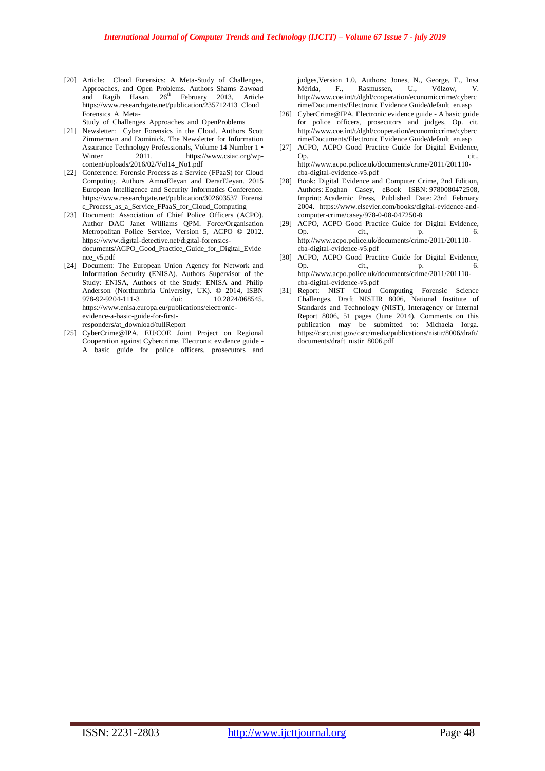[20] Article: Cloud Forensics: A Meta-Study of Challenges, Approaches, and Open Problems. Authors Shams Zawoad and Ragib Hasan. 26th February 2013, Article https://www.researchgate.net/publication/235712413_Cloud_Forensics_A_Meta-Study_of_Challenges_Approaches_and_OpenProblems

[21] Newsletter: Cyber Forensics in the Cloud. Authors Scott Zimmerman and Dominick. The Newsletter for Information Assurance Technology Professionals, Volume 14 Number 1 • Winter 2011. https://www.csiac.org/wp-content/uploads/2016/02/Vol14_No1.pdf

[22] Conference: Forensic Process as a Service (FPaaS) for Cloud Computing. Authors AmnaEleyan and DerarEleyan. 2015 European Intelligence and Security Informatics Conference. https://www.researchgate.net/publication/302603537_Forensic_Process_as_a_Service_FPaaS_for_Cloud_Computing

[23] Document: Association of Chief Police Officers (ACPO). Author DAC Janet Williams QPM. Force/Organisation Metropolitan Police Service, Version 5, ACPO © 2012. https://www.digital-detective.net/digital-forensics-documents/ACPO_Good_Practice_Guide_for_Digital_Evidence_v5.pdf

[24] Document: The European Union Agency for Network and Information Security (ENISA). Authors Supervisor of the Study: ENISA, Authors of the Study: ENISA and Philip Anderson (Northumbria University, UK). © 2014, ISBN 978-92-9204-111-3 doi: 10.2824/068545. https://www.enisa.europa.eu/publications/electronic-evidence-a-basic-guide-for-first-responders/at_download/fullReport

[25] CyberCrime@IPA, EU/COE Joint Project on Regional Cooperation against Cybercrime, Electronic evidence guide - A basic guide for police officers, prosecutors and judges,Version 1.0, Authors: Jones, N., George, E., Insa Mérida, F., Rasmussen, U., Völzow, V. http://www.coe.int/t/dghl/cooperation/economiccrime/cybercrime/Documents/Electronic Evidence Guide/default_en.asp

[26] CyberCrime@IPA, Electronic evidence guide - A basic guide for police officers, prosecutors and judges, Op. cit. http://www.coe.int/t/dghl/cooperation/economiccrime/cybercrime/Documents/Electronic Evidence Guide/default_en.asp

[27] ACPO, ACPO Good Practice Guide for Digital Evidence, Op. cit., http://www.acpo.police.uk/documents/crime/2011/201110-cba-digital-evidence-v5.pdf

[28] Book: Digital Evidence and Computer Crime, 2nd Edition, Authors: Eoghan Casey, eBook ISBN: 9780080472508, Imprint: Academic Press, Published Date: 23rd February 2004. https://www.elsevier.com/books/digital-evidence-and-computer-crime/casey/978-0-08-047250-8

[29] ACPO, ACPO Good Practice Guide for Digital Evidence, Op. cit., p. 6. http://www.acpo.police.uk/documents/crime/2011/201110-cba-digital-evidence-v5.pdf

[30] ACPO, ACPO Good Practice Guide for Digital Evidence, Op. cit., p. 6. http://www.acpo.police.uk/documents/crime/2011/201110-cba-digital-evidence-v5.pdf

[31] Report: NIST Cloud Computing Forensic Science Challenges. Draft NISTIR 8006, National Institute of Standards and Technology (NIST), Interagency or Internal Report 8006, 51 pages (June 2014). Comments on this publication may be submitted to: Michaela Iorga. https://csrc.nist.gov/csrc/media/publications/nistir/8006/draft/documents/draft_nistir_8006.pdf